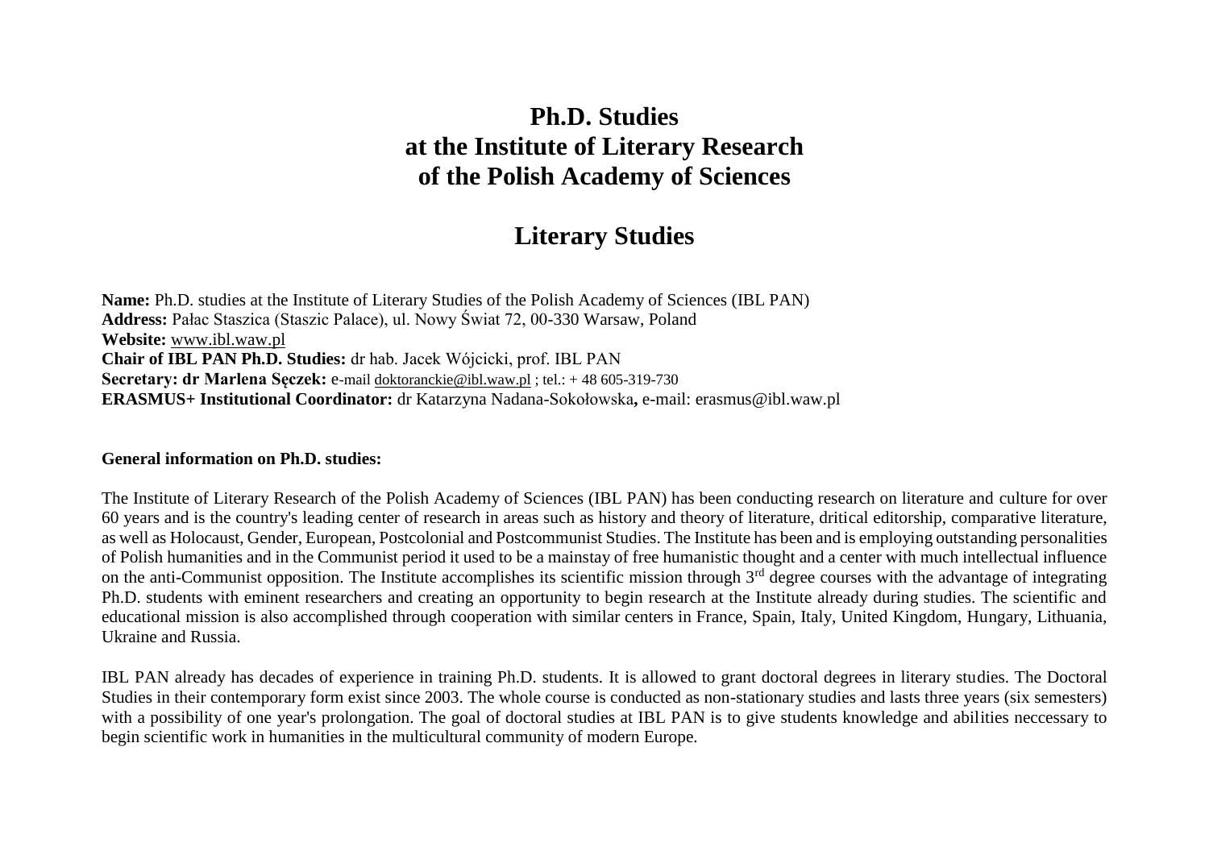# Ph.D. Studies
# at the Institute of Literary Research
# of the Polish Academy of Sciences

## Literary Studies

**Name:** Ph.D. studies at the Institute of Literary Studies of the Polish Academy of Sciences (IBL PAN)
**Address:** Pałac Staszica (Staszic Palace), ul. Nowy Świat 72, 00-330 Warsaw, Poland
**Website:** www.ibl.waw.pl
**Chair of IBL PAN Ph.D. Studies:** dr hab. Jacek Wójcicki, prof. IBL PAN
**Secretary: dr Marlena Sęczek:** e-mail doktoranckie@ibl.waw.pl ; tel.: + 48 605-319-730
**ERASMUS+ Institutional Coordinator:** dr Katarzyna Nadana-Sokołowska**,** e-mail: erasmus@ibl.waw.pl

**General information on Ph.D. studies:**

The Institute of Literary Research of the Polish Academy of Sciences (IBL PAN) has been conducting research on literature and culture for over 60 years and is the country's leading center of research in areas such as history and theory of literature, dritical editorship, comparative literature, as well as Holocaust, Gender, European, Postcolonial and Postcommunist Studies. The Institute has been and is employing outstanding personalities of Polish humanities and in the Communist period it used to be a mainstay of free humanistic thought and a center with much intellectual influence on the anti-Communist opposition. The Institute accomplishes its scientific mission through 3rd degree courses with the advantage of integrating Ph.D. students with eminent researchers and creating an opportunity to begin research at the Institute already during studies. The scientific and educational mission is also accomplished through cooperation with similar centers in France, Spain, Italy, United Kingdom, Hungary, Lithuania, Ukraine and Russia.

IBL PAN already has decades of experience in training Ph.D. students. It is allowed to grant doctoral degrees in literary studies. The Doctoral Studies in their contemporary form exist since 2003. The whole course is conducted as non-stationary studies and lasts three years (six semesters) with a possibility of one year's prolongation. The goal of doctoral studies at IBL PAN is to give students knowledge and abilities neccessary to begin scientific work in humanities in the multicultural community of modern Europe.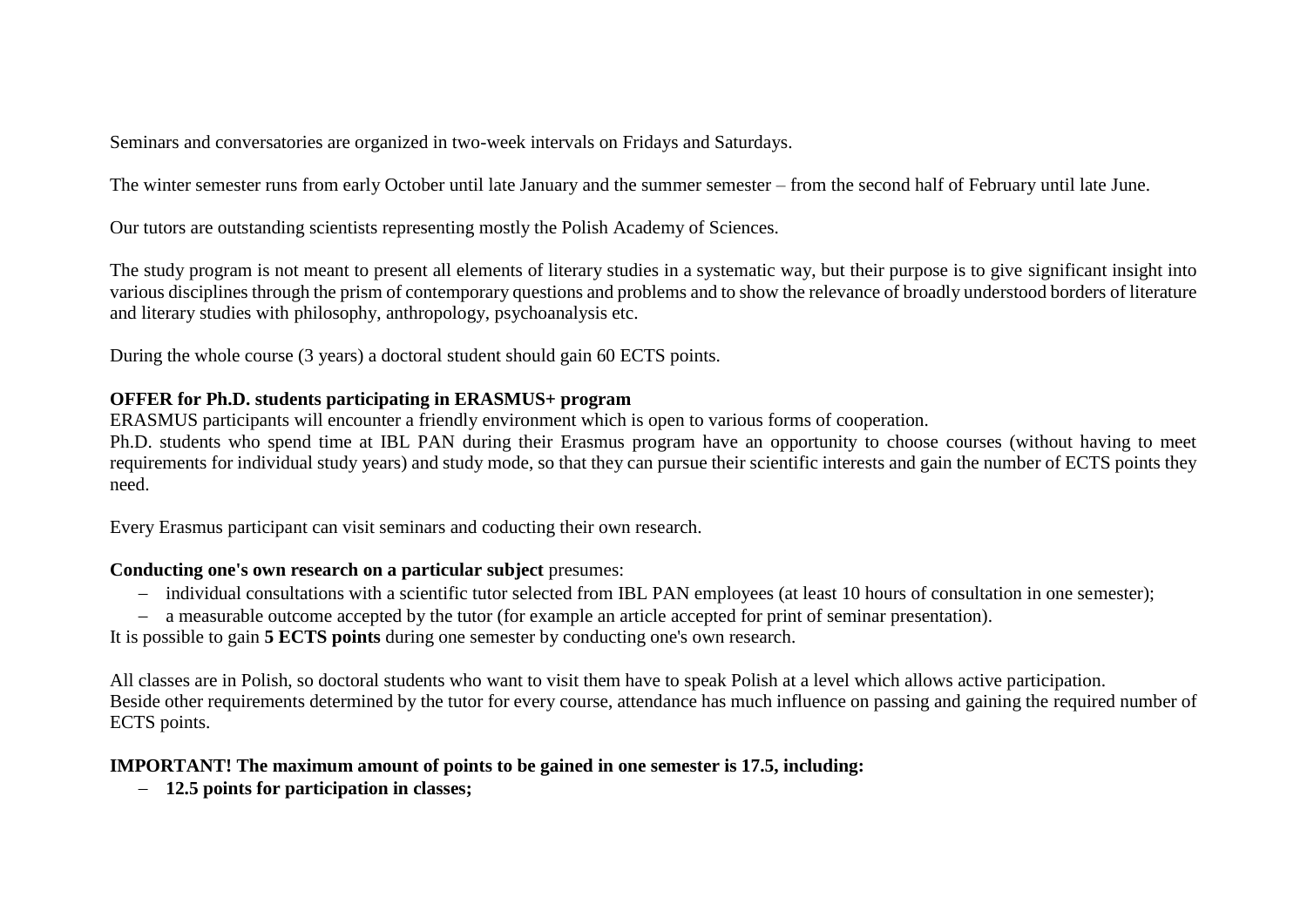Seminars and conversatories are organized in two-week intervals on Fridays and Saturdays.

The winter semester runs from early October until late January and the summer semester – from the second half of February until late June.

Our tutors are outstanding scientists representing mostly the Polish Academy of Sciences.

The study program is not meant to present all elements of literary studies in a systematic way, but their purpose is to give significant insight into various disciplines through the prism of contemporary questions and problems and to show the relevance of broadly understood borders of literature and literary studies with philosophy, anthropology, psychoanalysis etc.

During the whole course (3 years) a doctoral student should gain 60 ECTS points.

**OFFER for Ph.D. students participating in ERASMUS+ program**
ERASMUS participants will encounter a friendly environment which is open to various forms of cooperation.
Ph.D. students who spend time at IBL PAN during their Erasmus program have an opportunity to choose courses (without having to meet requirements for individual study years) and study mode, so that they can pursue their scientific interests and gain the number of ECTS points they need.

Every Erasmus participant can visit seminars and coducting their own research.

**Conducting one's own research on a particular subject** presumes:

- individual consultations with a scientific tutor selected from IBL PAN employees (at least 10 hours of consultation in one semester);
- a measurable outcome accepted by the tutor (for example an article accepted for print of seminar presentation).

It is possible to gain **5 ECTS points** during one semester by conducting one's own research.

All classes are in Polish, so doctoral students who want to visit them have to speak Polish at a level which allows active participation.
Beside other requirements determined by the tutor for every course, attendance has much influence on passing and gaining the required number of ECTS points.

**IMPORTANT! The maximum amount of points to be gained in one semester is 17.5, including:**

- **12.5 points for participation in classes;**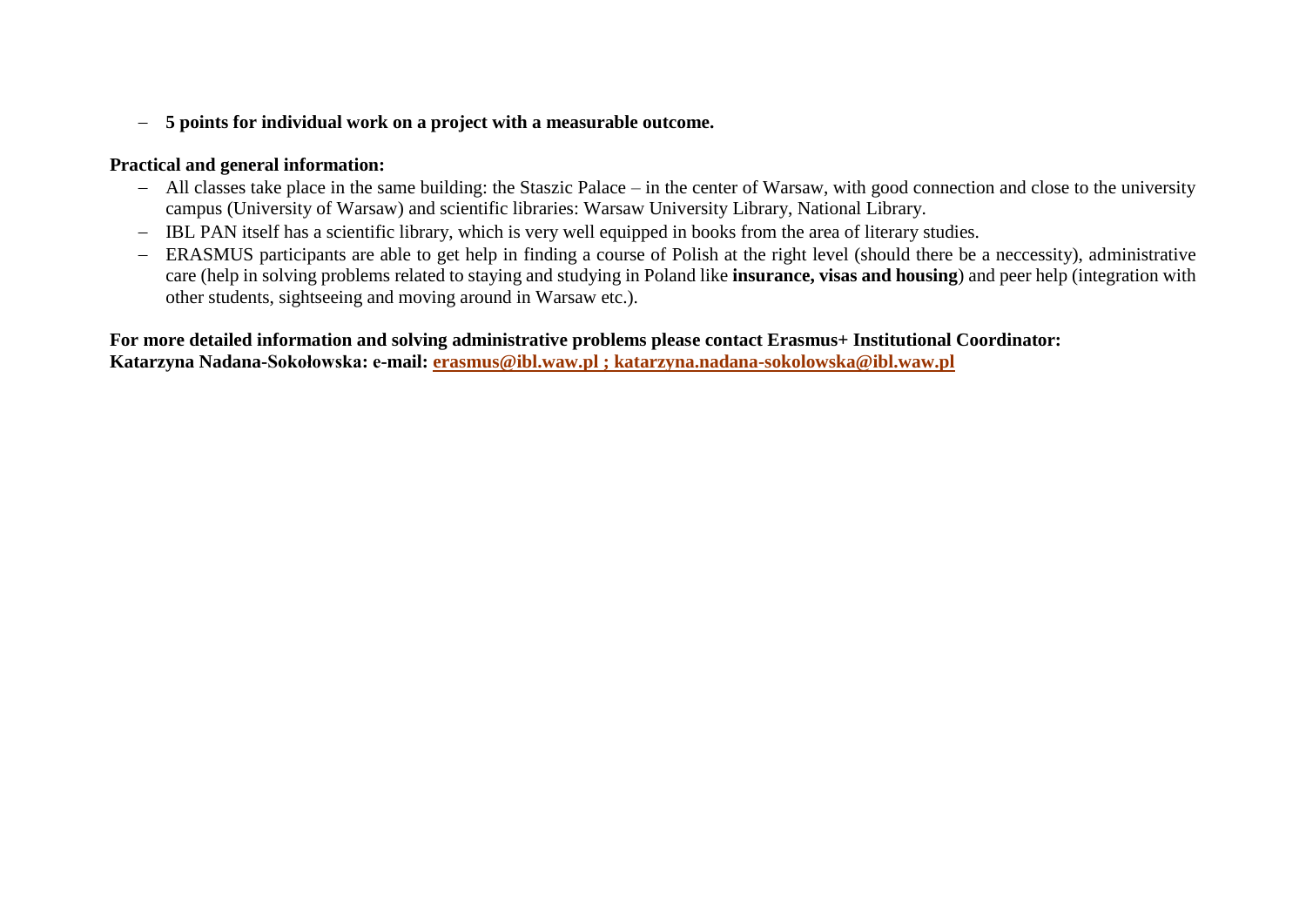- **5 points for individual work on a project with a measurable outcome.**

**Practical and general information:**

- All classes take place in the same building: the Staszic Palace – in the center of Warsaw, with good connection and close to the university campus (University of Warsaw) and scientific libraries: Warsaw University Library, National Library.
- IBL PAN itself has a scientific library, which is very well equipped in books from the area of literary studies.
- ERASMUS participants are able to get help in finding a course of Polish at the right level (should there be a neccessity), administrative care (help in solving problems related to staying and studying in Poland like **insurance, visas and housing**) and peer help (integration with other students, sightseeing and moving around in Warsaw etc.).

**For more detailed information and solving administrative problems please contact Erasmus+ Institutional Coordinator:**
**Katarzyna Nadana-Sokołowska: e-mail: erasmus@ibl.waw.pl ; katarzyna.nadana-sokolowska@ibl.waw.pl**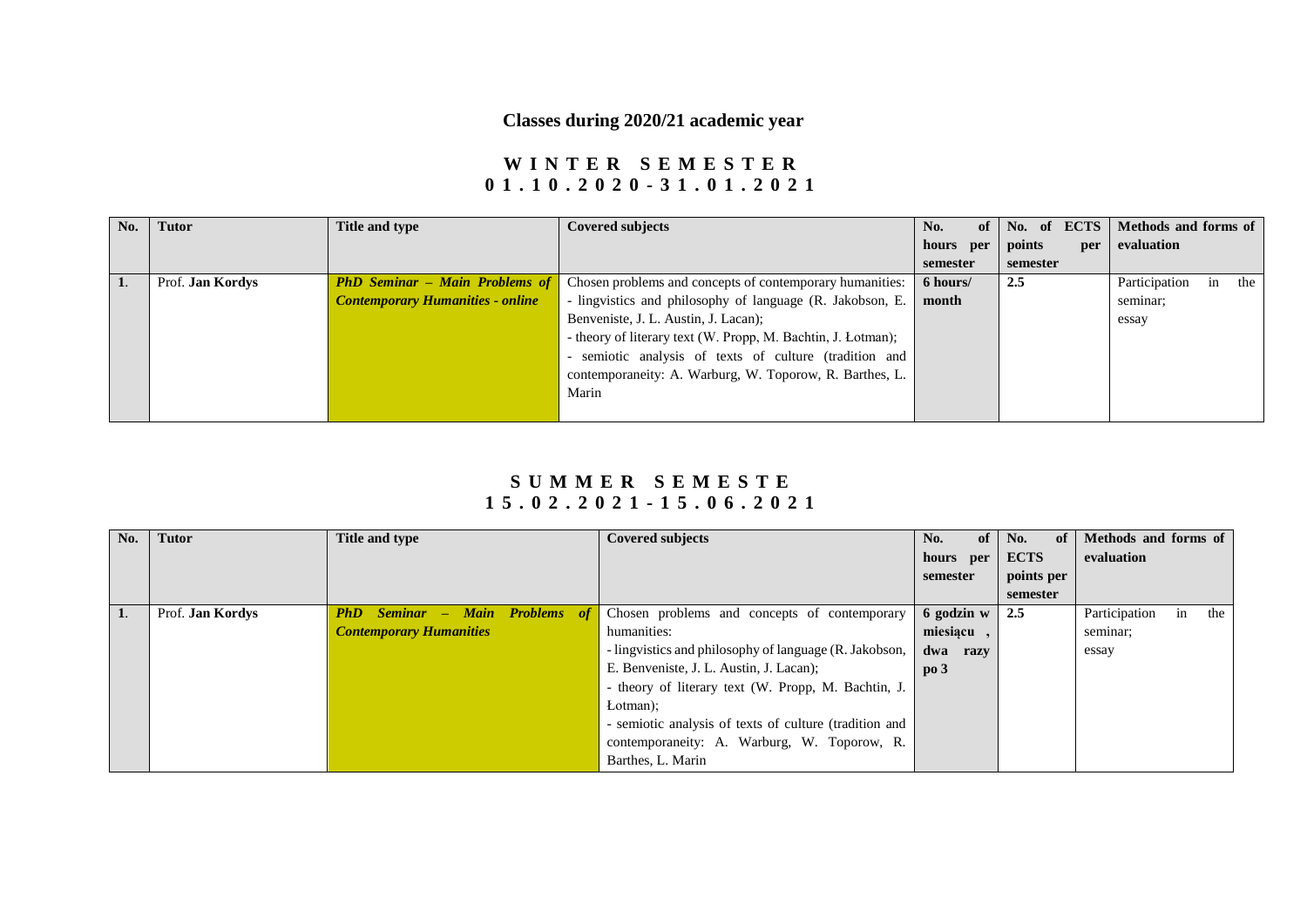# Classes during 2020/21 academic year

## WINTER SEMESTER
## 01.10.2020 - 31.01.2021

| No. | Tutor | Title and type | Covered subjects | No. of hours per semester | No. of ECTS points per semester | Methods and forms of evaluation |
|---|---|---|---|---|---|---|
| 1. | Prof. **Jan Kordys** | ***PhD Seminar – Main Problems of Contemporary Humanities - online*** | Chosen problems and concepts of contemporary humanities:<br>- lingvistics and philosophy of language (R. Jakobson, E. Benveniste, J. L. Austin, J. Lacan);<br>- theory of literary text (W. Propp, M. Bachtin, J. Łotman);<br>- semiotic analysis of texts of culture (tradition and contemporaneity: A. Warburg, W. Toporow, R. Barthes, L. Marin | **6 hours/ month** | **2.5** | Participation in the seminar;<br>essay |

## SUMMER SEMESTE
## 15.02.2021 - 15.06.2021

| No. | Tutor | Title and type | Covered subjects | No. of hours per semester | No. of ECTS points per semester | Methods and forms of evaluation |
|---|---|---|---|---|---|---|
| 1. | Prof. **Jan Kordys** | ***PhD Seminar – Main Problems of Contemporary Humanities*** | Chosen problems and concepts of contemporary humanities:<br>- lingvistics and philosophy of language (R. Jakobson, E. Benveniste, J. L. Austin, J. Lacan);<br>- theory of literary text (W. Propp, M. Bachtin, J. Łotman);<br>- semiotic analysis of texts of culture (tradition and contemporaneity: A. Warburg, W. Toporow, R. Barthes, L. Marin | **6 godzin w miesiącu , dwa razy po 3** | **2.5** | Participation in the seminar;<br>essay |